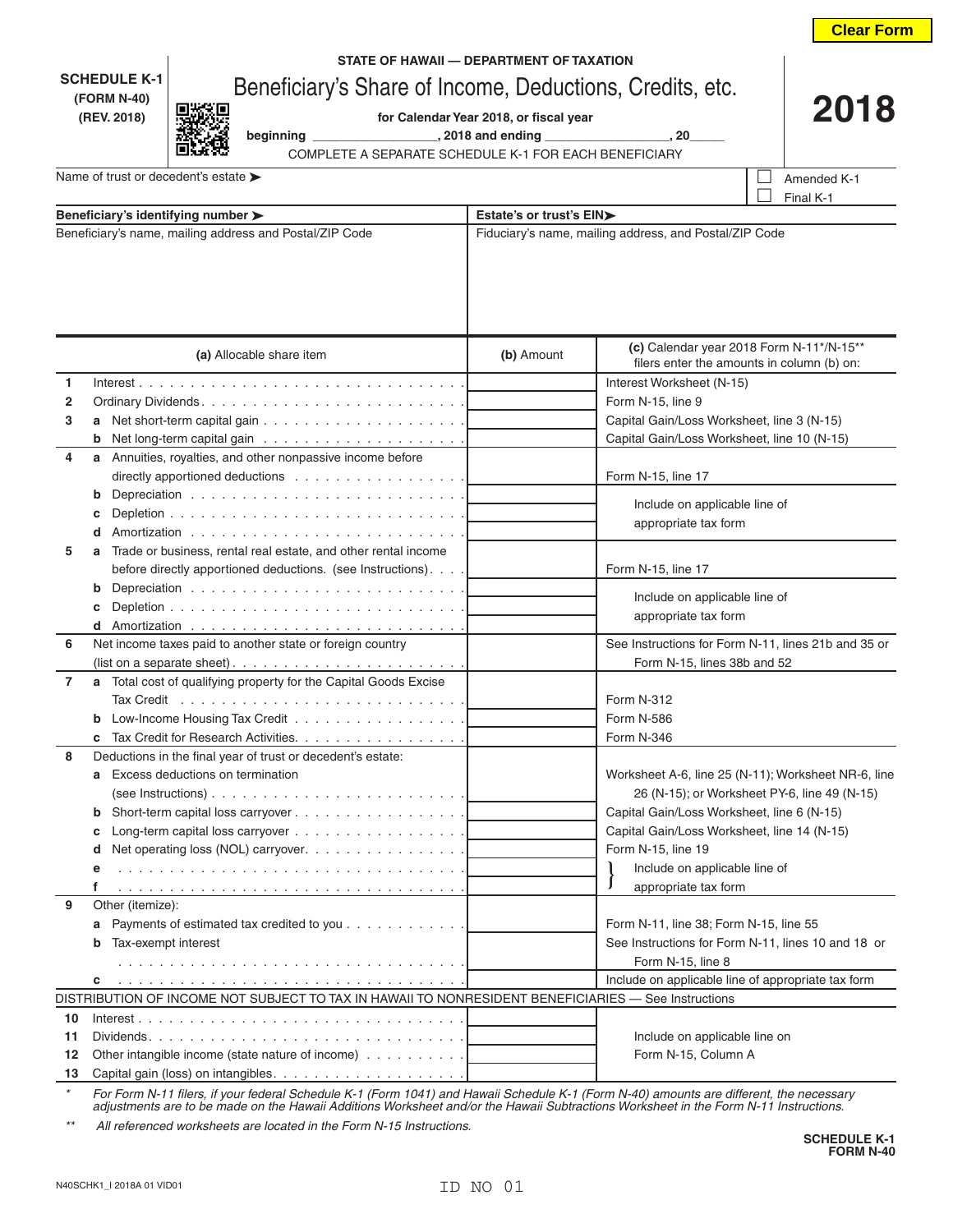Clear Form

**SCHEDULE K-1**
**(FORM N-40)**
**(REV. 2018)**

**STATE OF HAWAII — DEPARTMENT OF TAXATION**

# Beneficiary's Share of Income, Deductions, Credits, etc.

**for Calendar Year 2018, or fiscal year**
**beginning _______________, 2018 and ending _______________, 20____**

COMPLETE A SEPARATE SCHEDULE K-1 FOR EACH BENEFICIARY

# 2018

Name of trust or decedent's estate ➤

☐ Amended K-1
☐ Final K-1

| **Beneficiary's identifying number ➤** | **Estate's or trust's EIN➤** |
|---|---|
| Beneficiary's name, mailing address and Postal/ZIP Code | Fiduciary's name, mailing address, and Postal/ZIP Code |

| | | **(a)** Allocable share item | **(b)** Amount | **(c)** Calendar year 2018 Form N-11*/N-15** filers enter the amounts in column (b) on: |
|---|---|---|---|---|
| 1 | | Interest | | Interest Worksheet (N-15) |
| 2 | | Ordinary Dividends | | Form N-15, line 9 |
| 3 | a | Net short-term capital gain | | Capital Gain/Loss Worksheet, line 3 (N-15) |
| | b | Net long-term capital gain | | Capital Gain/Loss Worksheet, line 10 (N-15) |
| 4 | a | Annuities, royalties, and other nonpassive income before directly apportioned deductions | | Form N-15, line 17 |
| | b | Depreciation | | Include on applicable line of appropriate tax form |
| | c | Depletion | | |
| | d | Amortization | | |
| 5 | a | Trade or business, rental real estate, and other rental income before directly apportioned deductions. (see Instructions) | | Form N-15, line 17 |
| | b | Depreciation | | Include on applicable line of appropriate tax form |
| | c | Depletion | | |
| | d | Amortization | | |
| 6 | | Net income taxes paid to another state or foreign country (list on a separate sheet) | | See Instructions for Form N-11, lines 21b and 35 or Form N-15, lines 38b and 52 |
| 7 | a | Total cost of qualifying property for the Capital Goods Excise Tax Credit | | Form N-312 |
| | b | Low-Income Housing Tax Credit | | Form N-586 |
| | c | Tax Credit for Research Activities | | Form N-346 |
| 8 | | Deductions in the final year of trust or decedent's estate: | | |
| | a | Excess deductions on termination (see Instructions) | | Worksheet A-6, line 25 (N-11); Worksheet NR-6, line 26 (N-15); or Worksheet PY-6, line 49 (N-15) |
| | b | Short-term capital loss carryover | | Capital Gain/Loss Worksheet, line 6 (N-15) |
| | c | Long-term capital loss carryover | | Capital Gain/Loss Worksheet, line 14 (N-15) |
| | d | Net operating loss (NOL) carryover | | Form N-15, line 19 |
| | e | | | Include on applicable line of appropriate tax form |
| | f | | | |
| 9 | | Other (itemize): | | |
| | a | Payments of estimated tax credited to you | | Form N-11, line 38; Form N-15, line 55 |
| | b | Tax-exempt interest | | See Instructions for Form N-11, lines 10 and 18 or Form N-15, line 8 |
| | c | | | Include on applicable line of appropriate tax form |
| | | DISTRIBUTION OF INCOME NOT SUBJECT TO TAX IN HAWAII TO NONRESIDENT BENEFICIARIES — See Instructions | | |
| 10 | | Interest | | Include on applicable line on Form N-15, Column A |
| 11 | | Dividends | | |
| 12 | | Other intangible income (state nature of income) | | |
| 13 | | Capital gain (loss) on intangibles | | |

\* *For Form N-11 filers, if your federal Schedule K-1 (Form 1041) and Hawaii Schedule K-1 (Form N-40) amounts are different, the necessary adjustments are to be made on the Hawaii Additions Worksheet and/or the Hawaii Subtractions Worksheet in the Form N-11 Instructions.*

\*\* *All referenced worksheets are located in the Form N-15 Instructions.*

**SCHEDULE K-1**
**FORM N-40**

N40SCHK1_I 2018A 01 VID01

ID NO 01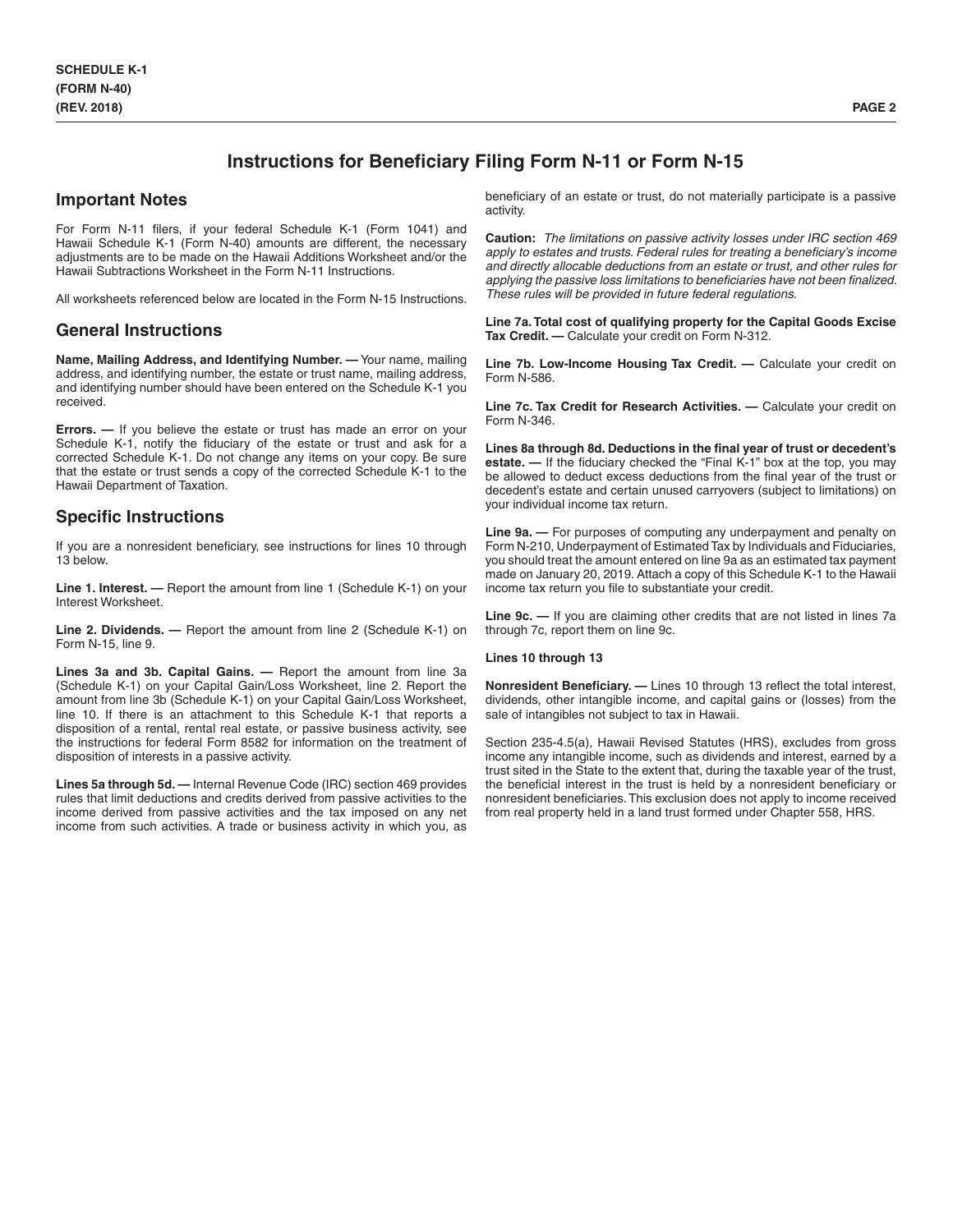# Instructions for Beneficiary Filing Form N-11 or Form N-15

## Important Notes

For Form N-11 filers, if your federal Schedule K-1 (Form 1041) and Hawaii Schedule K-1 (Form N-40) amounts are different, the necessary adjustments are to be made on the Hawaii Additions Worksheet and/or the Hawaii Subtractions Worksheet in the Form N-11 Instructions.

All worksheets referenced below are located in the Form N-15 Instructions.

## General Instructions

**Name, Mailing Address, and Identifying Number. —** Your name, mailing address, and identifying number, the estate or trust name, mailing address, and identifying number should have been entered on the Schedule K-1 you received.

**Errors. —** If you believe the estate or trust has made an error on your Schedule K-1, notify the fiduciary of the estate or trust and ask for a corrected Schedule K-1. Do not change any items on your copy. Be sure that the estate or trust sends a copy of the corrected Schedule K-1 to the Hawaii Department of Taxation.

## Specific Instructions

If you are a nonresident beneficiary, see instructions for lines 10 through 13 below.

**Line 1. Interest. —** Report the amount from line 1 (Schedule K-1) on your Interest Worksheet.

**Line 2. Dividends. —** Report the amount from line 2 (Schedule K-1) on Form N-15, line 9.

**Lines 3a and 3b. Capital Gains. —** Report the amount from line 3a (Schedule K-1) on your Capital Gain/Loss Worksheet, line 2. Report the amount from line 3b (Schedule K-1) on your Capital Gain/Loss Worksheet, line 10. If there is an attachment to this Schedule K-1 that reports a disposition of a rental, rental real estate, or passive business activity, see the instructions for federal Form 8582 for information on the treatment of disposition of interests in a passive activity.

**Lines 5a through 5d. —** Internal Revenue Code (IRC) section 469 provides rules that limit deductions and credits derived from passive activities to the income derived from passive activities and the tax imposed on any net income from such activities. A trade or business activity in which you, as beneficiary of an estate or trust, do not materially participate is a passive activity.

**Caution:** *The limitations on passive activity losses under IRC section 469 apply to estates and trusts. Federal rules for treating a beneficiary's income and directly allocable deductions from an estate or trust, and other rules for applying the passive loss limitations to beneficiaries have not been finalized. These rules will be provided in future federal regulations.*

**Line 7a. Total cost of qualifying property for the Capital Goods Excise Tax Credit. —** Calculate your credit on Form N-312.

**Line 7b. Low-Income Housing Tax Credit. —** Calculate your credit on Form N-586.

**Line 7c. Tax Credit for Research Activities. —** Calculate your credit on Form N-346.

**Lines 8a through 8d. Deductions in the final year of trust or decedent's estate. —** If the fiduciary checked the "Final K-1" box at the top, you may be allowed to deduct excess deductions from the final year of the trust or decedent's estate and certain unused carryovers (subject to limitations) on your individual income tax return.

**Line 9a. —** For purposes of computing any underpayment and penalty on Form N-210, Underpayment of Estimated Tax by Individuals and Fiduciaries, you should treat the amount entered on line 9a as an estimated tax payment made on January 20, 2019. Attach a copy of this Schedule K-1 to the Hawaii income tax return you file to substantiate your credit.

**Line 9c. —** If you are claiming other credits that are not listed in lines 7a through 7c, report them on line 9c.

**Lines 10 through 13**

**Nonresident Beneficiary. —** Lines 10 through 13 reflect the total interest, dividends, other intangible income, and capital gains or (losses) from the sale of intangibles not subject to tax in Hawaii.

Section 235-4.5(a), Hawaii Revised Statutes (HRS), excludes from gross income any intangible income, such as dividends and interest, earned by a trust sited in the State to the extent that, during the taxable year of the trust, the beneficial interest in the trust is held by a nonresident beneficiary or nonresident beneficiaries. This exclusion does not apply to income received from real property held in a land trust formed under Chapter 558, HRS.